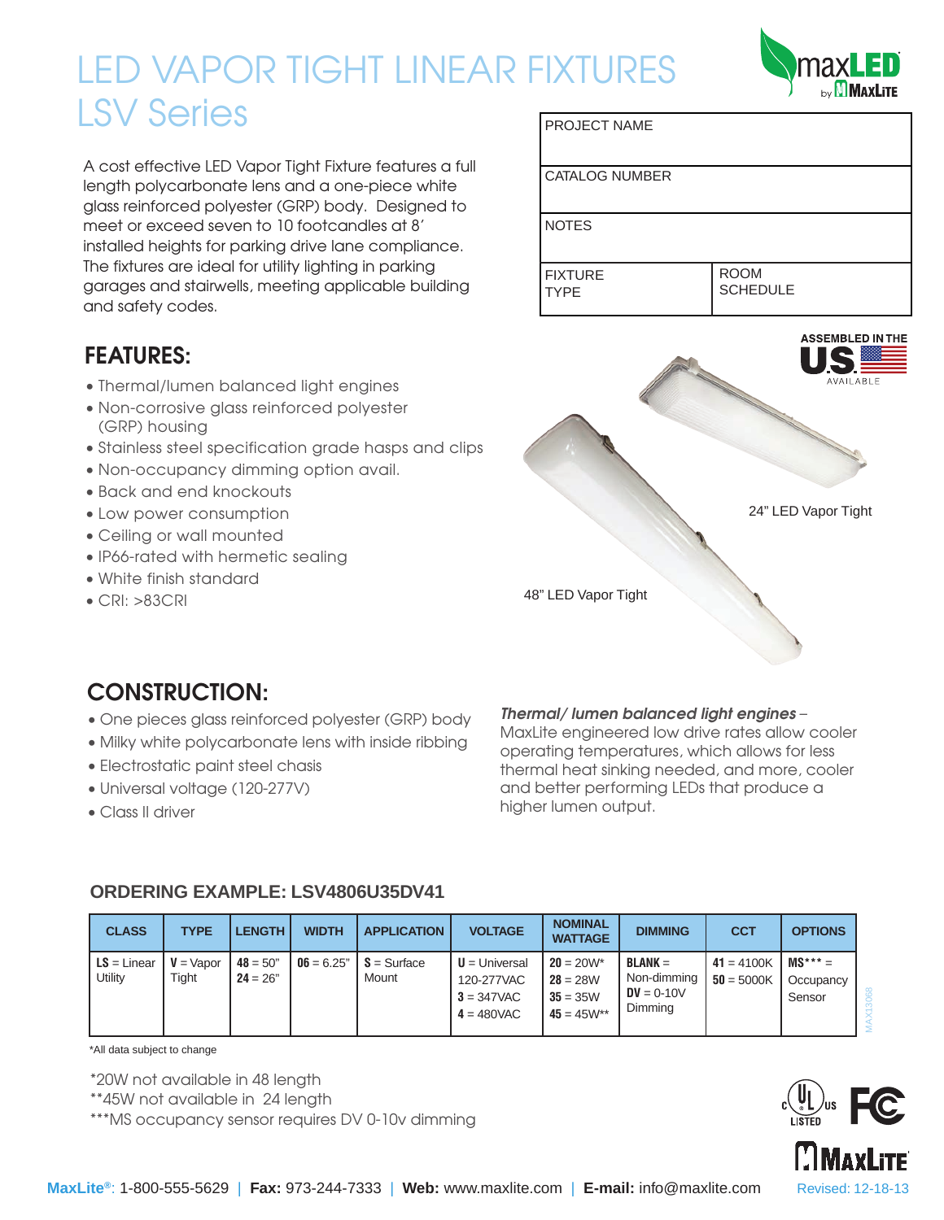# LED VAPOR TIGHT LINEAR FIXTURES
# LSV Series

A cost effective LED Vapor Tight Fixture features a full length polycarbonate lens and a one-piece white glass reinforced polyester (GRP) body. Designed to meet or exceed seven to 10 footcandles at 8' installed heights for parking drive lane compliance. The fixtures are ideal for utility lighting in parking garages and stairwells, meeting applicable building and safety codes.

| PROJECT NAME | |
|---|---|
| CATALOG NUMBER | |
| NOTES | |
| FIXTURE TYPE | ROOM SCHEDULE |

ASSEMBLED IN THE US AVAILABLE

## FEATURES:

- Thermal/lumen balanced light engines
- Non-corrosive glass reinforced polyester (GRP) housing
- Stainless steel specification grade hasps and clips
- Non-occupancy dimming option avail.
- Back and end knockouts
- Low power consumption
- Ceiling or wall mounted
- IP66-rated with hermetic sealing
- White finish standard
- CRI: >83CRI

24" LED Vapor Tight

48" LED Vapor Tight

## CONSTRUCTION:

- One pieces glass reinforced polyester (GRP) body
- Milky white polycarbonate lens with inside ribbing
- Electrostatic paint steel chasis
- Universal voltage (120-277V)
- Class II driver

***Thermal/ lumen balanced light engines*** – MaxLite engineered low drive rates allow cooler operating temperatures, which allows for less thermal heat sinking needed, and more, cooler and better performing LEDs that produce a higher lumen output.

### ORDERING EXAMPLE: LSV4806U35DV41

| CLASS | TYPE | LENGTH | WIDTH | APPLICATION | VOLTAGE | NOMINAL WATTAGE | DIMMING | CCT | OPTIONS |
|---|---|---|---|---|---|---|---|---|---|
| **LS** = Linear Utility | **V** = Vapor Tight | **48** = 50"<br>**24** = 26" | **06** = 6.25" | **S** = Surface Mount | **U** = Universal 120-277VAC<br>**3** = 347VAC<br>**4** = 480VAC | **20** = 20W*<br>**28** = 28W<br>**35** = 35W<br>**45** = 45W** | **BLANK** = Non-dimming<br>**DV** = 0-10V Dimming | **41** = 4100K<br>**50** = 5000K | **MS***** = Occupancy Sensor |

*All data subject to change

*20W not available in 48 length
**45W not available in 24 length
***MS occupancy sensor requires DV 0-10v dimming

MAX13068

**MaxLite®**: 1-800-555-5629 | **Fax:** 973-244-7333 | **Web:** www.maxlite.com | **E-mail:** info@maxlite.com

Revised: 12-18-13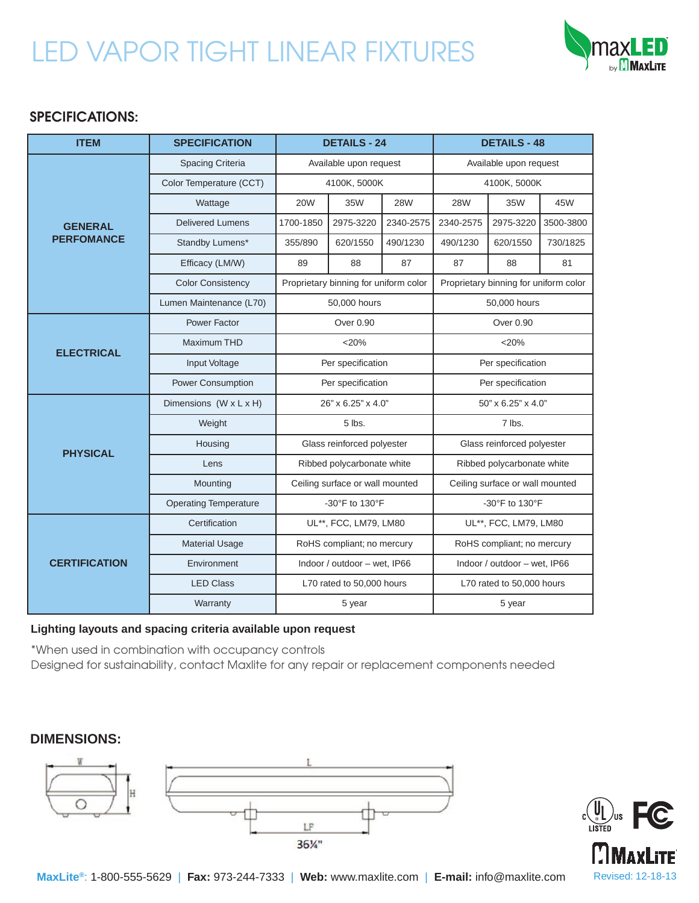# LED VAPOR TIGHT LINEAR FIXTURES

## SPECIFICATIONS:

| ITEM | SPECIFICATION | DETAILS - 24 | | | DETAILS - 48 | | |
|---|---|---|---|---|---|---|---|
| GENERAL PERFOMANCE | Spacing Criteria | Available upon request | | | Available upon request | | |
| | Color Temperature (CCT) | 4100K, 5000K | | | 4100K, 5000K | | |
| | Wattage | 20W | 35W | 28W | 28W | 35W | 45W |
| | Delivered Lumens | 1700-1850 | 2975-3220 | 2340-2575 | 2340-2575 | 2975-3220 | 3500-3800 |
| | Standby Lumens* | 355/890 | 620/1550 | 490/1230 | 490/1230 | 620/1550 | 730/1825 |
| | Efficacy (LM/W) | 89 | 88 | 87 | 87 | 88 | 81 |
| | Color Consistency | Proprietary binning for uniform color | | | Proprietary binning for uniform color | | |
| | Lumen Maintenance (L70) | 50,000 hours | | | 50,000 hours | | |
| ELECTRICAL | Power Factor | Over 0.90 | | | Over 0.90 | | |
| | Maximum THD | <20% | | | <20% | | |
| | Input Voltage | Per specification | | | Per specification | | |
| | Power Consumption | Per specification | | | Per specification | | |
| PHYSICAL | Dimensions (W x L x H) | 26" x 6.25" x 4.0" | | | 50" x 6.25" x 4.0" | | |
| | Weight | 5 lbs. | | | 7 lbs. | | |
| | Housing | Glass reinforced polyester | | | Glass reinforced polyester | | |
| | Lens | Ribbed polycarbonate white | | | Ribbed polycarbonate white | | |
| | Mounting | Ceiling surface or wall mounted | | | Ceiling surface or wall mounted | | |
| | Operating Temperature | -30°F to 130°F | | | -30°F to 130°F | | |
| CERTIFICATION | Certification | UL**, FCC, LM79, LM80 | | | UL**, FCC, LM79, LM80 | | |
| | Material Usage | RoHS compliant; no mercury | | | RoHS compliant; no mercury | | |
| | Environment | Indoor / outdoor – wet, IP66 | | | Indoor / outdoor – wet, IP66 | | |
| | LED Class | L70 rated to 50,000 hours | | | L70 rated to 50,000 hours | | |
| | Warranty | 5 year | | | 5 year | | |

**Lighting layouts and spacing criteria available upon request**

*When used in combination with occupancy controls

Designed for sustainability, contact Maxlite for any repair or replacement components needed

## DIMENSIONS:

W

H

L

LF

36¼"

**MaxLite®**: 1-800-555-5629 | **Fax:** 973-244-7333 | **Web:** www.maxlite.com | **E-mail:** info@maxlite.com

Revised: 12-18-13